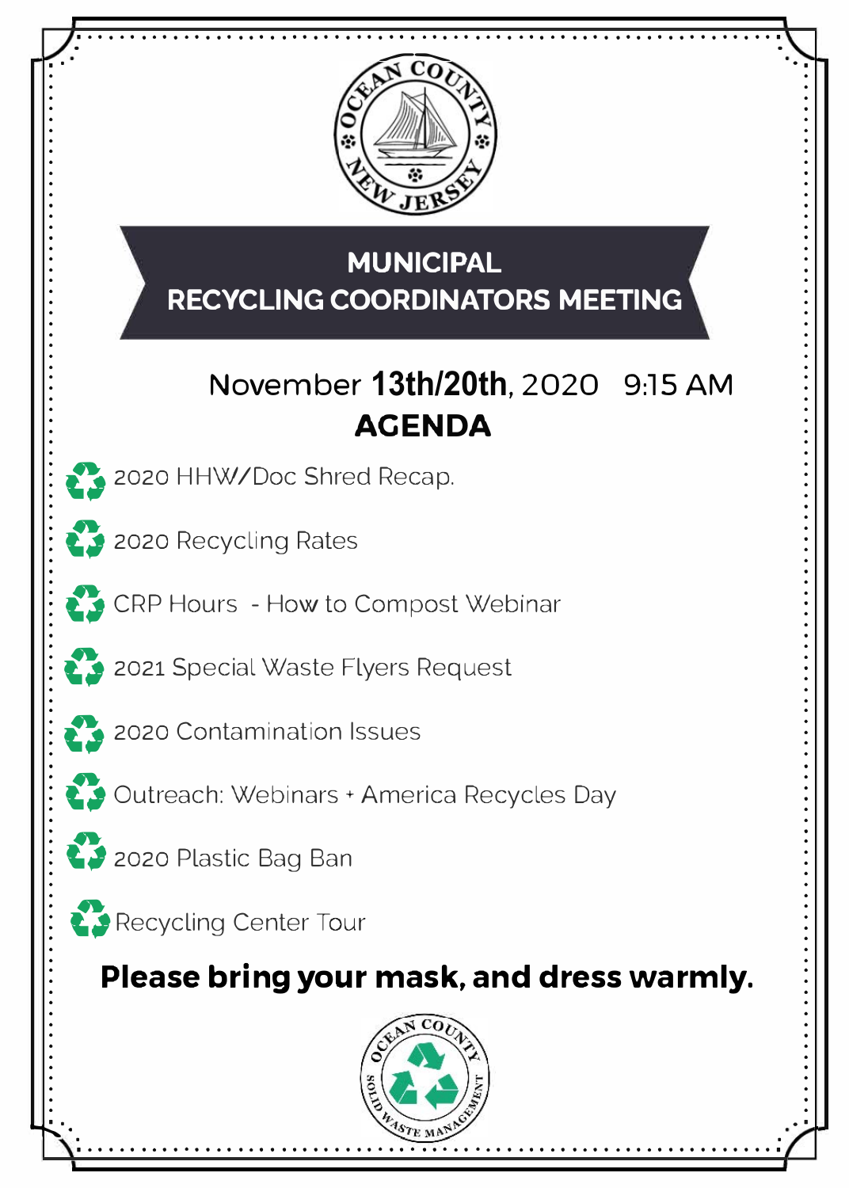# MUNICIPAL RECYCLING COORDINATORS MEETING

November **13th/20th**, 2020 9:15 AM

## AGENDA

- 2020 HHW/Doc Shred Recap.
- 2020 Recycling Rates
- CRP Hours - How to Compost Webinar
- 2021 Special Waste Flyers Request
- 2020 Contamination Issues
- Outreach: Webinars + America Recycles Day
- 2020 Plastic Bag Ban
- Recycling Center Tour

**Please bring your mask, and dress warmly.**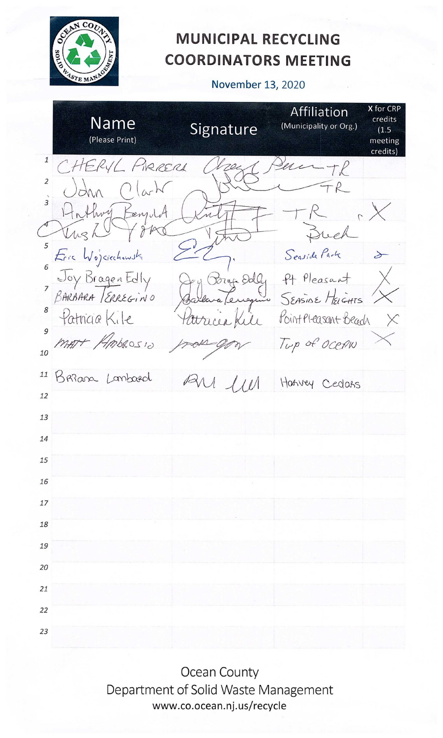# MUNICIPAL RECYCLING COORDINATORS MEETING

November 13, 2020

| | Name (Please Print) | Signature | Affiliation (Municipality or Org.) | X for CRP credits (1.5 meeting credits) |
|---|---|---|---|---|
| 1 | CHERYL PIRRERA | Cheryl Pirrera | TR | |
| 2 | John Clark | John Clark | TR | |
| 3 | Anthony Bengald | | TR | X |
| 4 | Trish Yano | | Brick | |
| 5 | Eric Wojciechowski | | Seaside Park | |
| 6 | Joy Bragen Edly | Joy Bragen Edly | Pt Pleasant | X |
| 7 | BARBARA TERREGINO | Barbara Terregino | SEASIDE HEIGHTS | X |
| 8 | Patricia Kile | Patricia Kile | Point Pleasant Beach | X |
| 9 | MATT AMBROSIO | | Twp of OCEAN | X |
| 10 | | | | |
| 11 | Briana Lombard | | Harvey Cedars | |
| 12 | | | | |
| 13 | | | | |
| 14 | | | | |
| 15 | | | | |
| 16 | | | | |
| 17 | | | | |
| 18 | | | | |
| 19 | | | | |
| 20 | | | | |
| 21 | | | | |
| 22 | | | | |
| 23 | | | | |

Ocean County
Department of Solid Waste Management
www.co.ocean.nj.us/recycle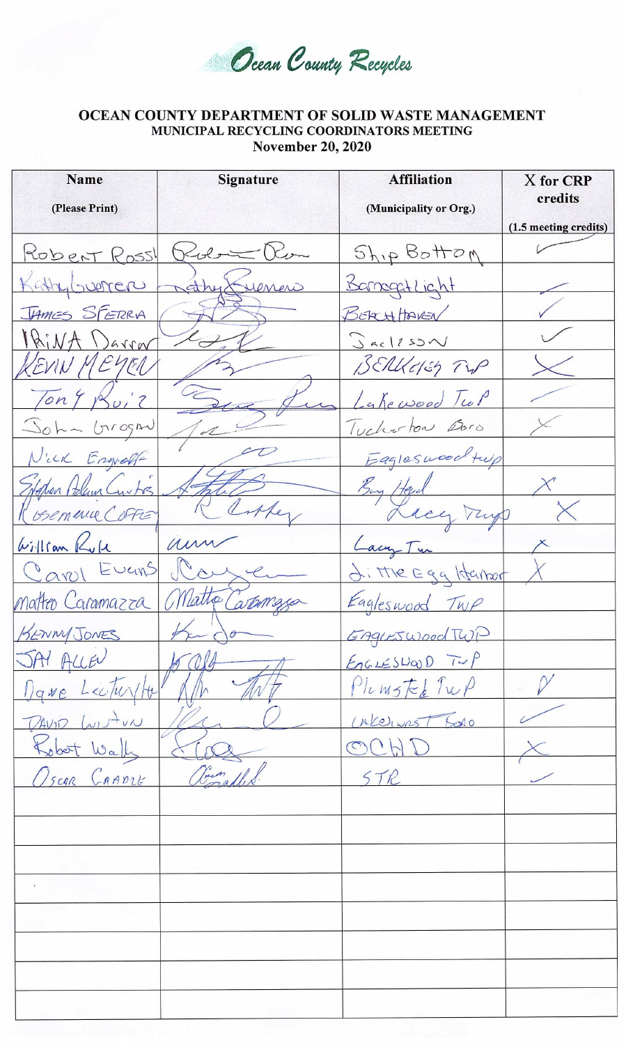# Ocean County Recycles

## OCEAN COUNTY DEPARTMENT OF SOLID WASTE MANAGEMENT

### MUNICIPAL RECYCLING COORDINATORS MEETING

### November 20, 2020

| Name (Please Print) | Signature | Affiliation (Municipality or Org.) | X for CRP credits (1.5 meeting credits) |
|---|---|---|---|
| Robert Rossi | Robert Rossi | Ship Bottom | ✓ |
| Kathy Guerrero | Kathy Guerrero | Barnegat Light | ✓ |
| James Sferra | | Beach Haven | ✓ |
| Irina Darrow | | Jackson | ✓ |
| Kevin Meyer | | Berkeley Twp | X |
| Tony Ruiz | | Lakewood Twp | ✓ |
| John Grogan | | Tuckerton Boro | X |
| Nick Engroff | | Eagleswood twp | |
| Stephen Adam Curtis | | Bay Head | X |
| Rosemarie Coffey | R Coffey | Lacey Twp | X |
| William Rule | | Lacey Twp | X |
| Carol Evans | | Little Egg Harbor | X |
| Matteo Caramazza | Matteo Caramazza | Eagleswood Twp | |
| Kenny Jones | | Eagleswood Twp | |
| Jay Allen | | Eagleswood Twp | |
| Dave Leutwyler | | Plumsted Twp | ✓ |
| David Winton | | Lakehurst Boro | ✓ |
| Robert Walls | | OCHD | X |
| Oscar Caadle | | STR | ✓ |
| | | | |
| | | | |
| | | | |
| | | | |
| | | | |
| | | | |
| | | | |
| | | | |